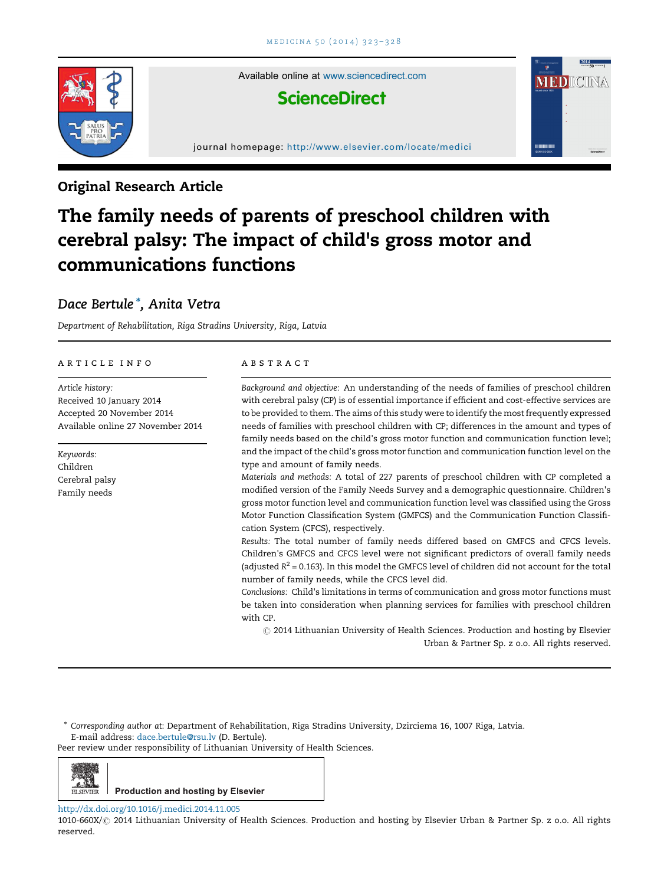Available online at www.sciencedirect.com

**ScienceDirect**

journal homepage: http://www.elsevier.com/locate/medici

## Original Research Article

# The family needs of parents of preschool children with cerebral palsy: The impact of child's gross motor and communications functions

*Dace Bertule*\*, *Anita Vetra*

*Department of Rehabilitation, Riga Stradins University, Riga, Latvia*

---

A R T I C L E  I N F O

*Article history:*
Received 10 January 2014
Accepted 20 November 2014
Available online 27 November 2014

*Keywords:*
Children
Cerebral palsy
Family needs

A B S T R A C T

*Background and objective:* An understanding of the needs of families of preschool children with cerebral palsy (CP) is of essential importance if efficient and cost-effective services are to be provided to them. The aims of this study were to identify the most frequently expressed needs of families with preschool children with CP; differences in the amount and types of family needs based on the child's gross motor function and communication function level; and the impact of the child's gross motor function and communication function level on the type and amount of family needs.

*Materials and methods:* A total of 227 parents of preschool children with CP completed a modified version of the Family Needs Survey and a demographic questionnaire. Children's gross motor function level and communication function level was classified using the Gross Motor Function Classification System (GMFCS) and the Communication Function Classification System (CFCS), respectively.

*Results:* The total number of family needs differed based on GMFCS and CFCS levels. Children's GMFCS and CFCS level were not significant predictors of overall family needs (adjusted $R^2 = 0.163$). In this model the GMFCS level of children did not account for the total number of family needs, while the CFCS level did.

*Conclusions:* Child's limitations in terms of communication and gross motor functions must be taken into consideration when planning services for families with preschool children with CP.

© 2014 Lithuanian University of Health Sciences. Production and hosting by Elsevier Urban & Partner Sp. z o.o. All rights reserved.

---

\* *Corresponding author at:* Department of Rehabilitation, Riga Stradins University, Dzirciema 16, 1007 Riga, Latvia.
E-mail address: dace.bertule@rsu.lv (D. Bertule).

Peer review under responsibility of Lithuanian University of Health Sciences.

Production and hosting by Elsevier

http://dx.doi.org/10.1016/j.medici.2014.11.005
1010-660X/© 2014 Lithuanian University of Health Sciences. Production and hosting by Elsevier Urban & Partner Sp. z o.o. All rights reserved.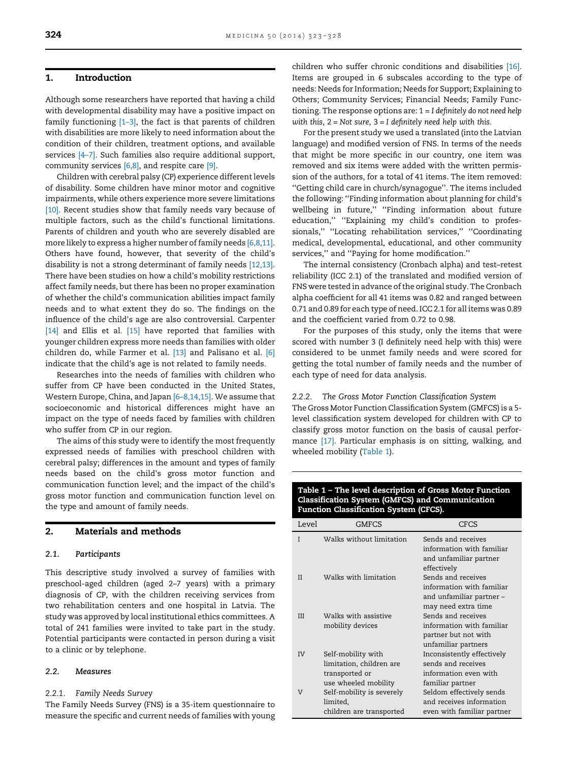## 1. Introduction

Although some researchers have reported that having a child with developmental disability may have a positive impact on family functioning [1–3], the fact is that parents of children with disabilities are more likely to need information about the condition of their children, treatment options, and available services [4–7]. Such families also require additional support, community services [6,8], and respite care [9].

Children with cerebral palsy (CP) experience different levels of disability. Some children have minor motor and cognitive impairments, while others experience more severe limitations [10]. Recent studies show that family needs vary because of multiple factors, such as the child's functional limitations. Parents of children and youth who are severely disabled are more likely to express a higher number of family needs [6,8,11]. Others have found, however, that severity of the child's disability is not a strong determinant of family needs [12,13]. There have been studies on how a child's mobility restrictions affect family needs, but there has been no proper examination of whether the child's communication abilities impact family needs and to what extent they do so. The findings on the influence of the child's age are also controversial. Carpenter [14] and Ellis et al. [15] have reported that families with younger children express more needs than families with older children do, while Farmer et al. [13] and Palisano et al. [6] indicate that the child's age is not related to family needs.

Researches into the needs of families with children who suffer from CP have been conducted in the United States, Western Europe, China, and Japan [6–8,14,15]. We assume that socioeconomic and historical differences might have an impact on the type of needs faced by families with children who suffer from CP in our region.

The aims of this study were to identify the most frequently expressed needs of families with preschool children with cerebral palsy; differences in the amount and types of family needs based on the child's gross motor function and communication function level; and the impact of the child's gross motor function and communication function level on the type and amount of family needs.

## 2. Materials and methods

### 2.1. Participants

This descriptive study involved a survey of families with preschool-aged children (aged 2–7 years) with a primary diagnosis of CP, with the children receiving services from two rehabilitation centers and one hospital in Latvia. The study was approved by local institutional ethics committees. A total of 241 families were invited to take part in the study. Potential participants were contacted in person during a visit to a clinic or by telephone.

### 2.2. Measures

#### 2.2.1. Family Needs Survey

The Family Needs Survey (FNS) is a 35-item questionnaire to measure the specific and current needs of families with young children who suffer chronic conditions and disabilities [16]. Items are grouped in 6 subscales according to the type of needs: Needs for Information; Needs for Support; Explaining to Others; Community Services; Financial Needs; Family Functioning. The response options are: 1 = *I definitely do not need help with this*, 2 = *Not sure*, 3 = *I definitely need help with this*.

For the present study we used a translated (into the Latvian language) and modified version of FNS. In terms of the needs that might be more specific in our country, one item was removed and six items were added with the written permission of the authors, for a total of 41 items. The item removed: ''Getting child care in church/synagogue''. The items included the following: ''Finding information about planning for child's wellbeing in future,'' ''Finding information about future education,'' ''Explaining my child's condition to professionals,'' ''Locating rehabilitation services,'' ''Coordinating medical, developmental, educational, and other community services,'' and ''Paying for home modification.''

The internal consistency (Cronbach alpha) and test–retest reliability (ICC 2.1) of the translated and modified version of FNS were tested in advance of the original study. The Cronbach alpha coefficient for all 41 items was 0.82 and ranged between 0.71 and 0.89 for each type of need. ICC 2.1 for all items was 0.89 and the coefficient varied from 0.72 to 0.98.

For the purposes of this study, only the items that were scored with number 3 (I definitely need help with this) were considered to be unmet family needs and were scored for getting the total number of family needs and the number of each type of need for data analysis.

#### 2.2.2. The Gross Motor Function Classification System

The Gross Motor Function Classification System (GMFCS) is a 5-level classification system developed for children with CP to classify gross motor function on the basis of causal performance [17]. Particular emphasis is on sitting, walking, and wheeled mobility (Table 1).

**Table 1 – The level description of Gross Motor Function Classification System (GMFCS) and Communication Function Classification System (CFCS).**

| Level | GMFCS | CFCS |
|---|---|---|
| I | Walks without limitation | Sends and receives information with familiar and unfamiliar partner effectively |
| II | Walks with limitation | Sends and receives information with familiar and unfamiliar partner – may need extra time |
| III | Walks with assistive mobility devices | Sends and receives information with familiar partner but not with unfamiliar partners |
| IV | Self-mobility with limitation, children are transported or use wheeled mobility | Inconsistently effectively sends and receives information even with familiar partner |
| V | Self-mobility is severely limited, children are transported | Seldom effectively sends and receives information even with familiar partner |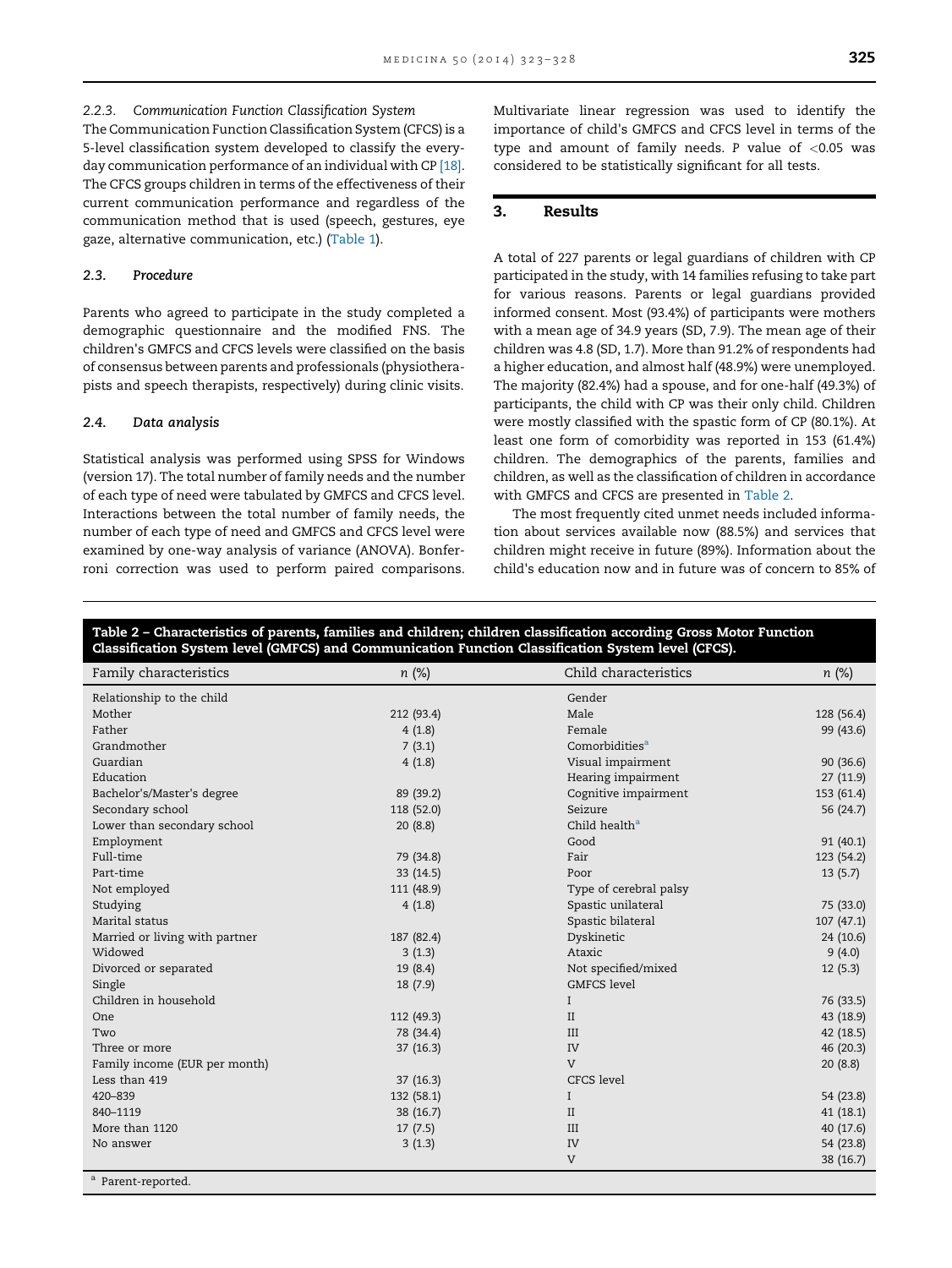#### 2.2.3. Communication Function Classification System

The Communication Function Classification System (CFCS) is a 5-level classification system developed to classify the everyday communication performance of an individual with CP [18]. The CFCS groups children in terms of the effectiveness of their current communication performance and regardless of the communication method that is used (speech, gestures, eye gaze, alternative communication, etc.) (Table 1).

### 2.3. Procedure

Parents who agreed to participate in the study completed a demographic questionnaire and the modified FNS. The children's GMFCS and CFCS levels were classified on the basis of consensus between parents and professionals (physiotherapists and speech therapists, respectively) during clinic visits.

### 2.4. Data analysis

Statistical analysis was performed using SPSS for Windows (version 17). The total number of family needs and the number of each type of need were tabulated by GMFCS and CFCS level. Interactions between the total number of family needs, the number of each type of need and GMFCS and CFCS level were examined by one-way analysis of variance (ANOVA). Bonferroni correction was used to perform paired comparisons. Multivariate linear regression was used to identify the importance of child's GMFCS and CFCS level in terms of the type and amount of family needs. $P$ value of $<0.05$ was considered to be statistically significant for all tests.

## 3. Results

A total of 227 parents or legal guardians of children with CP participated in the study, with 14 families refusing to take part for various reasons. Parents or legal guardians provided informed consent. Most (93.4%) of participants were mothers with a mean age of 34.9 years (SD, 7.9). The mean age of their children was 4.8 (SD, 1.7). More than 91.2% of respondents had a higher education, and almost half (48.9%) were unemployed. The majority (82.4%) had a spouse, and for one-half (49.3%) of participants, the child with CP was their only child. Children were mostly classified with the spastic form of CP (80.1%). At least one form of comorbidity was reported in 153 (61.4%) children. The demographics of the parents, families and children, as well as the classification of children in accordance with GMFCS and CFCS are presented in Table 2.

The most frequently cited unmet needs included information about services available now (88.5%) and services that children might receive in future (89%). Information about the child's education now and in future was of concern to 85% of

**Table 2 – Characteristics of parents, families and children; children classification according Gross Motor Function Classification System level (GMFCS) and Communication Function Classification System level (CFCS).**

| Family characteristics | n (%) | Child characteristics | n (%) |
|---|---|---|---|
| Relationship to the child | | Gender | |
| Mother | 212 (93.4) | Male | 128 (56.4) |
| Father | 4 (1.8) | Female | 99 (43.6) |
| Grandmother | 7 (3.1) | Comorbidities[a] | |
| Guardian | 4 (1.8) | Visual impairment | 90 (36.6) |
| Education | | Hearing impairment | 27 (11.9) |
| Bachelor's/Master's degree | 89 (39.2) | Cognitive impairment | 153 (61.4) |
| Secondary school | 118 (52.0) | Seizure | 56 (24.7) |
| Lower than secondary school | 20 (8.8) | Child health[a] | |
| Employment | | Good | 91 (40.1) |
| Full-time | 79 (34.8) | Fair | 123 (54.2) |
| Part-time | 33 (14.5) | Poor | 13 (5.7) |
| Not employed | 111 (48.9) | Type of cerebral palsy | |
| Studying | 4 (1.8) | Spastic unilateral | 75 (33.0) |
| Marital status | | Spastic bilateral | 107 (47.1) |
| Married or living with partner | 187 (82.4) | Dyskinetic | 24 (10.6) |
| Widowed | 3 (1.3) | Ataxic | 9 (4.0) |
| Divorced or separated | 19 (8.4) | Not specified/mixed | 12 (5.3) |
| Single | 18 (7.9) | GMFCS level | |
| Children in household | | I | 76 (33.5) |
| One | 112 (49.3) | II | 43 (18.9) |
| Two | 78 (34.4) | III | 42 (18.5) |
| Three or more | 37 (16.3) | IV | 46 (20.3) |
| Family income (EUR per month) | | V | 20 (8.8) |
| Less than 419 | 37 (16.3) | CFCS level | |
| 420–839 | 132 (58.1) | I | 54 (23.8) |
| 840–1119 | 38 (16.7) | II | 41 (18.1) |
| More than 1120 | 17 (7.5) | III | 40 (17.6) |
| No answer | 3 (1.3) | IV | 54 (23.8) |
| | | V | 38 (16.7) |

[a] Parent-reported.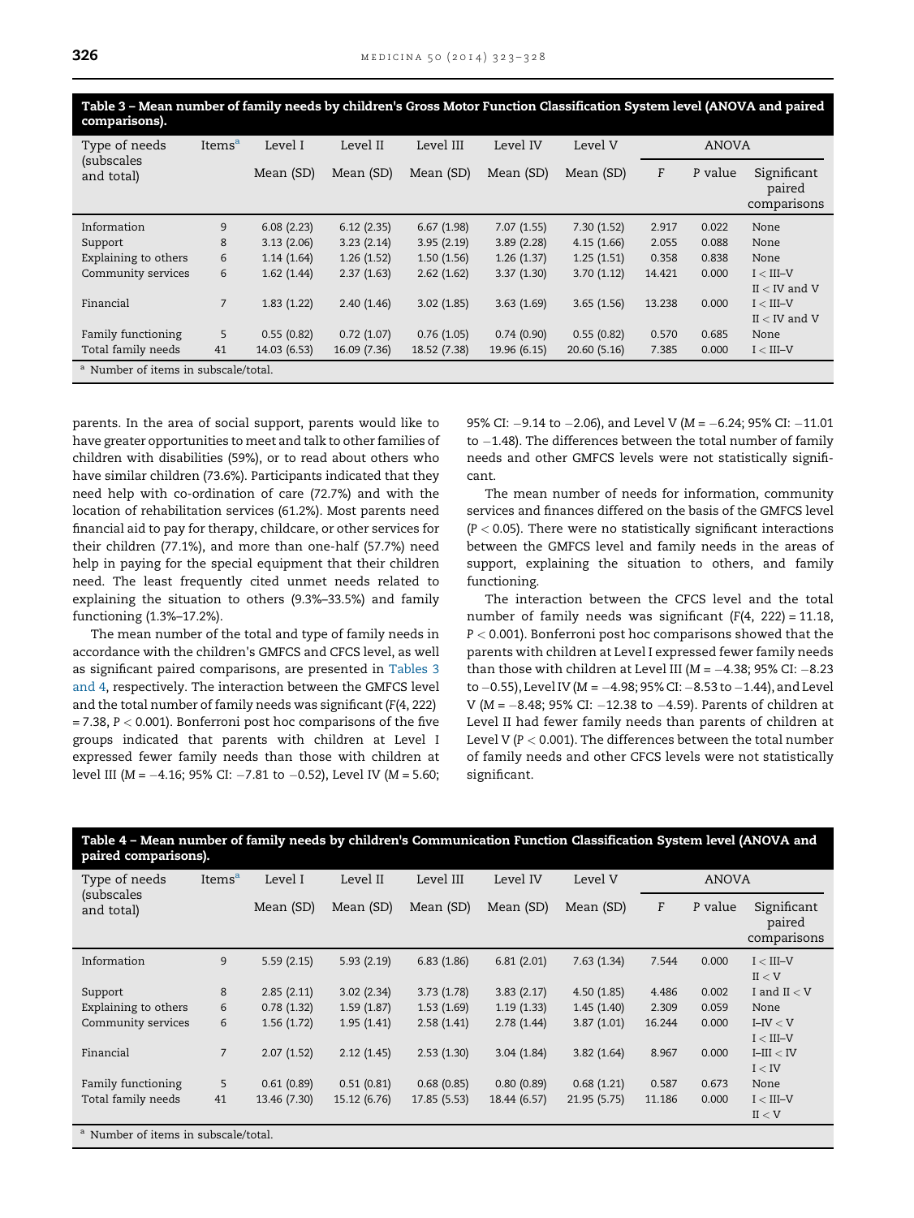**Table 3 – Mean number of family needs by children's Gross Motor Function Classification System level (ANOVA and paired comparisons).**

| Type of needs (subscales and total) | Items[a] | Level I | Level II | Level III | Level IV | Level V | ANOVA | | |
|---|---|---|---|---|---|---|---|---|---|
| | | Mean (SD) | Mean (SD) | Mean (SD) | Mean (SD) | Mean (SD) | F | P value | Significant paired comparisons |
| Information | 9 | 6.08 (2.23) | 6.12 (2.35) | 6.67 (1.98) | 7.07 (1.55) | 7.30 (1.52) | 2.917 | 0.022 | None |
| Support | 8 | 3.13 (2.06) | 3.23 (2.14) | 3.95 (2.19) | 3.89 (2.28) | 4.15 (1.66) | 2.055 | 0.088 | None |
| Explaining to others | 6 | 1.14 (1.64) | 1.26 (1.52) | 1.50 (1.56) | 1.26 (1.37) | 1.25 (1.51) | 0.358 | 0.838 | None |
| Community services | 6 | 1.62 (1.44) | 2.37 (1.63) | 2.62 (1.62) | 3.37 (1.30) | 3.70 (1.12) | 14.421 | 0.000 | I < III–V; II < IV and V |
| Financial | 7 | 1.83 (1.22) | 2.40 (1.46) | 3.02 (1.85) | 3.63 (1.69) | 3.65 (1.56) | 13.238 | 0.000 | I < III–V; II < IV and V |
| Family functioning | 5 | 0.55 (0.82) | 0.72 (1.07) | 0.76 (1.05) | 0.74 (0.90) | 0.55 (0.82) | 0.570 | 0.685 | None |
| Total family needs | 41 | 14.03 (6.53) | 16.09 (7.36) | 18.52 (7.38) | 19.96 (6.15) | 20.60 (5.16) | 7.385 | 0.000 | I < III–V |

[a] Number of items in subscale/total.

parents. In the area of social support, parents would like to have greater opportunities to meet and talk to other families of children with disabilities (59%), or to read about others who have similar children (73.6%). Participants indicated that they need help with co-ordination of care (72.7%) and with the location of rehabilitation services (61.2%). Most parents need financial aid to pay for therapy, childcare, or other services for their children (77.1%), and more than one-half (57.7%) need help in paying for the special equipment that their children need. The least frequently cited unmet needs related to explaining the situation to others (9.3%–33.5%) and family functioning (1.3%–17.2%).

The mean number of the total and type of family needs in accordance with the children's GMFCS and CFCS level, as well as significant paired comparisons, are presented in Tables 3 and 4, respectively. The interaction between the GMFCS level and the total number of family needs was significant ($F(4, 222) = 7.38$, $P < 0.001$). Bonferroni post hoc comparisons of the five groups indicated that parents with children at Level I expressed fewer family needs than those with children at level III (M = −4.16; 95% CI: −7.81 to −0.52), Level IV (M = 5.60; 95% CI: −9.14 to −2.06), and Level V (M = −6.24; 95% CI: −11.01 to −1.48). The differences between the total number of family needs and other GMFCS levels were not statistically significant.

The mean number of needs for information, community services and finances differed on the basis of the GMFCS level ($P < 0.05$). There were no statistically significant interactions between the GMFCS level and family needs in the areas of support, explaining the situation to others, and family functioning.

The interaction between the CFCS level and the total number of family needs was significant ($F(4, 222) = 11.18$, $P < 0.001$). Bonferroni post hoc comparisons showed that the parents with children at Level I expressed fewer family needs than those with children at Level III (M = −4.38; 95% CI: −8.23 to −0.55), Level IV (M = −4.98; 95% CI: −8.53 to −1.44), and Level V (M = −8.48; 95% CI: −12.38 to −4.59). Parents of children at Level II had fewer family needs than parents of children at Level V ($P < 0.001$). The differences between the total number of family needs and other CFCS levels were not statistically significant.

**Table 4 – Mean number of family needs by children's Communication Function Classification System level (ANOVA and paired comparisons).**

| Type of needs (subscales and total) | Items[a] | Level I | Level II | Level III | Level IV | Level V | ANOVA | | |
|---|---|---|---|---|---|---|---|---|---|
| | | Mean (SD) | Mean (SD) | Mean (SD) | Mean (SD) | Mean (SD) | F | P value | Significant paired comparisons |
| Information | 9 | 5.59 (2.15) | 5.93 (2.19) | 6.83 (1.86) | 6.81 (2.01) | 7.63 (1.34) | 7.544 | 0.000 | I < III–V; II < V |
| Support | 8 | 2.85 (2.11) | 3.02 (2.34) | 3.73 (1.78) | 3.83 (2.17) | 4.50 (1.85) | 4.486 | 0.002 | I and II < V |
| Explaining to others | 6 | 0.78 (1.32) | 1.59 (1.87) | 1.53 (1.69) | 1.19 (1.33) | 1.45 (1.40) | 2.309 | 0.059 | None |
| Community services | 6 | 1.56 (1.72) | 1.95 (1.41) | 2.58 (1.41) | 2.78 (1.44) | 3.87 (1.01) | 16.244 | 0.000 | I–IV < V; I < III–V |
| Financial | 7 | 2.07 (1.52) | 2.12 (1.45) | 2.53 (1.30) | 3.04 (1.84) | 3.82 (1.64) | 8.967 | 0.000 | I–III < IV; I < IV |
| Family functioning | 5 | 0.61 (0.89) | 0.51 (0.81) | 0.68 (0.85) | 0.80 (0.89) | 0.68 (1.21) | 0.587 | 0.673 | None |
| Total family needs | 41 | 13.46 (7.30) | 15.12 (6.76) | 17.85 (5.53) | 18.44 (6.57) | 21.95 (5.75) | 11.186 | 0.000 | I < III–V; II < V |

[a] Number of items in subscale/total.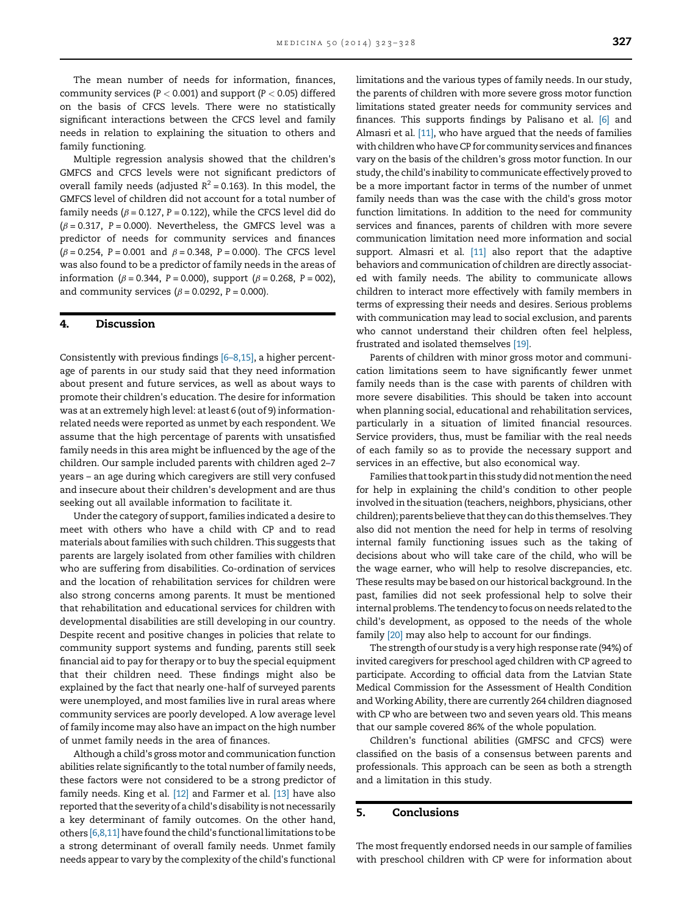The mean number of needs for information, finances, community services ($P < 0.001$) and support ($P < 0.05$) differed on the basis of CFCS levels. There were no statistically significant interactions between the CFCS level and family needs in relation to explaining the situation to others and family functioning.

Multiple regression analysis showed that the children's GMFCS and CFCS levels were not significant predictors of overall family needs (adjusted $R^2 = 0.163$). In this model, the GMFCS level of children did not account for a total number of family needs ($\beta = 0.127$, $P = 0.122$), while the CFCS level did do ($\beta = 0.317$, $P = 0.000$). Nevertheless, the GMFCS level was a predictor of needs for community services and finances ($\beta = 0.254$, $P = 0.001$ and $\beta = 0.348$, $P = 0.000$). The CFCS level was also found to be a predictor of family needs in the areas of information ($\beta = 0.344$, $P = 0.000$), support ($\beta = 0.268$, $P = 002$), and community services ($\beta = 0.0292$, $P = 0.000$).

## 4. Discussion

Consistently with previous findings [6–8,15], a higher percentage of parents in our study said that they need information about present and future services, as well as about ways to promote their children's education. The desire for information was at an extremely high level: at least 6 (out of 9) information-related needs were reported as unmet by each respondent. We assume that the high percentage of parents with unsatisfied family needs in this area might be influenced by the age of the children. Our sample included parents with children aged 2–7 years – an age during which caregivers are still very confused and insecure about their children's development and are thus seeking out all available information to facilitate it.

Under the category of support, families indicated a desire to meet with others who have a child with CP and to read materials about families with such children. This suggests that parents are largely isolated from other families with children who are suffering from disabilities. Co-ordination of services and the location of rehabilitation services for children were also strong concerns among parents. It must be mentioned that rehabilitation and educational services for children with developmental disabilities are still developing in our country. Despite recent and positive changes in policies that relate to community support systems and funding, parents still seek financial aid to pay for therapy or to buy the special equipment that their children need. These findings might also be explained by the fact that nearly one-half of surveyed parents were unemployed, and most families live in rural areas where community services are poorly developed. A low average level of family income may also have an impact on the high number of unmet family needs in the area of finances.

Although a child's gross motor and communication function abilities relate significantly to the total number of family needs, these factors were not considered to be a strong predictor of family needs. King et al. [12] and Farmer et al. [13] have also reported that the severity of a child's disability is not necessarily a key determinant of family outcomes. On the other hand, others [6,8,11] have found the child's functional limitations to be a strong determinant of overall family needs. Unmet family needs appear to vary by the complexity of the child's functional limitations and the various types of family needs. In our study, the parents of children with more severe gross motor function limitations stated greater needs for community services and finances. This supports findings by Palisano et al. [6] and Almasri et al. [11], who have argued that the needs of families with children who have CP for community services and finances vary on the basis of the children's gross motor function. In our study, the child's inability to communicate effectively proved to be a more important factor in terms of the number of unmet family needs than was the case with the child's gross motor function limitations. In addition to the need for community services and finances, parents of children with more severe communication limitation need more information and social support. Almasri et al. [11] also report that the adaptive behaviors and communication of children are directly associated with family needs. The ability to communicate allows children to interact more effectively with family members in terms of expressing their needs and desires. Serious problems with communication may lead to social exclusion, and parents who cannot understand their children often feel helpless, frustrated and isolated themselves [19].

Parents of children with minor gross motor and communication limitations seem to have significantly fewer unmet family needs than is the case with parents of children with more severe disabilities. This should be taken into account when planning social, educational and rehabilitation services, particularly in a situation of limited financial resources. Service providers, thus, must be familiar with the real needs of each family so as to provide the necessary support and services in an effective, but also economical way.

Families that took part in this study did not mention the need for help in explaining the child's condition to other people involved in the situation (teachers, neighbors, physicians, other children); parents believe that they can do this themselves. They also did not mention the need for help in terms of resolving internal family functioning issues such as the taking of decisions about who will take care of the child, who will be the wage earner, who will help to resolve discrepancies, etc. These results may be based on our historical background. In the past, families did not seek professional help to solve their internal problems. The tendency to focus on needs related to the child's development, as opposed to the needs of the whole family [20] may also help to account for our findings.

The strength of our study is a very high response rate (94%) of invited caregivers for preschool aged children with CP agreed to participate. According to official data from the Latvian State Medical Commission for the Assessment of Health Condition and Working Ability, there are currently 264 children diagnosed with CP who are between two and seven years old. This means that our sample covered 86% of the whole population.

Children's functional abilities (GMFSC and CFCS) were classified on the basis of a consensus between parents and professionals. This approach can be seen as both a strength and a limitation in this study.

## 5. Conclusions

The most frequently endorsed needs in our sample of families with preschool children with CP were for information about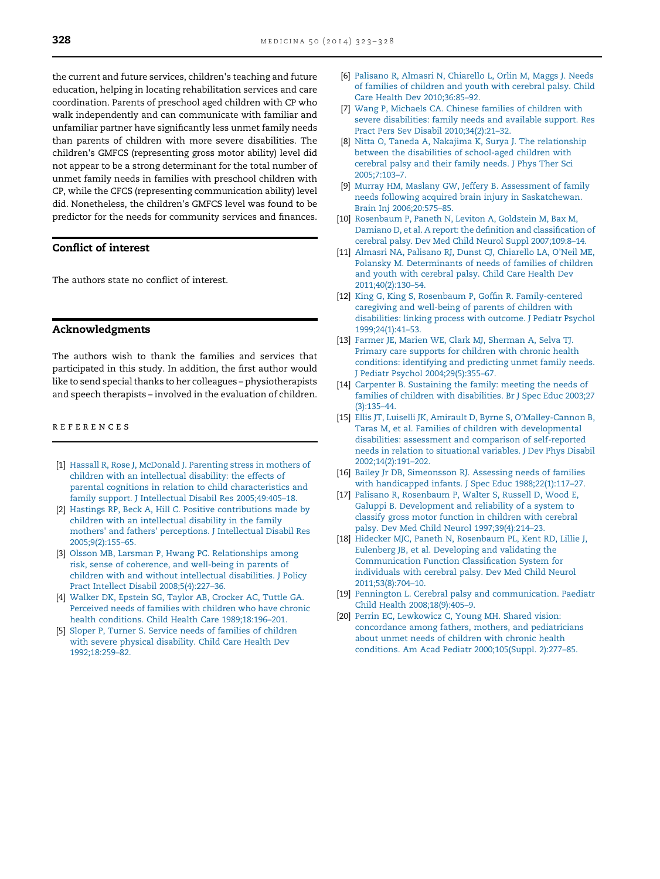the current and future services, children's teaching and future education, helping in locating rehabilitation services and care coordination. Parents of preschool aged children with CP who walk independently and can communicate with familiar and unfamiliar partner have significantly less unmet family needs than parents of children with more severe disabilities. The children's GMFCS (representing gross motor ability) level did not appear to be a strong determinant for the total number of unmet family needs in families with preschool children with CP, while the CFCS (representing communication ability) level did. Nonetheless, the children's GMFCS level was found to be predictor for the needs for community services and finances.

## Conflict of interest

The authors state no conflict of interest.

## Acknowledgments

The authors wish to thank the families and services that participated in this study. In addition, the first author would like to send special thanks to her colleagues – physiotherapists and speech therapists – involved in the evaluation of children.

## REFERENCES

[1] Hassall R, Rose J, McDonald J. Parenting stress in mothers of children with an intellectual disability: the effects of parental cognitions in relation to child characteristics and family support. J Intellectual Disabil Res 2005;49:405–18.

[2] Hastings RP, Beck A, Hill C. Positive contributions made by children with an intellectual disability in the family mothers' and fathers' perceptions. J Intellectual Disabil Res 2005;9(2):155–65.

[3] Olsson MB, Larsman P, Hwang PC. Relationships among risk, sense of coherence, and well-being in parents of children with and without intellectual disabilities. J Policy Pract Intellect Disabil 2008;5(4):227–36.

[4] Walker DK, Epstein SG, Taylor AB, Crocker AC, Tuttle GA. Perceived needs of families with children who have chronic health conditions. Child Health Care 1989;18:196–201.

[5] Sloper P, Turner S. Service needs of families of children with severe physical disability. Child Care Health Dev 1992;18:259–82.

[6] Palisano R, Almasri N, Chiarello L, Orlin M, Maggs J. Needs of families of children and youth with cerebral palsy. Child Care Health Dev 2010;36:85–92.

[7] Wang P, Michaels CA. Chinese families of children with severe disabilities: family needs and available support. Res Pract Pers Sev Disabil 2010;34(2):21–32.

[8] Nitta O, Taneda A, Nakajima K, Surya J. The relationship between the disabilities of school-aged children with cerebral palsy and their family needs. J Phys Ther Sci 2005;7:103–7.

[9] Murray HM, Maslany GW, Jeffery B. Assessment of family needs following acquired brain injury in Saskatchewan. Brain Inj 2006;20:575–85.

[10] Rosenbaum P, Paneth N, Leviton A, Goldstein M, Bax M, Damiano D, et al. A report: the definition and classification of cerebral palsy. Dev Med Child Neurol Suppl 2007;109:8–14.

[11] Almasri NA, Palisano RJ, Dunst CJ, Chiarello LA, O'Neil ME, Polansky M. Determinants of needs of families of children and youth with cerebral palsy. Child Care Health Dev 2011;40(2):130–54.

[12] King G, King S, Rosenbaum P, Goffin R. Family-centered caregiving and well-being of parents of children with disabilities: linking process with outcome. J Pediatr Psychol 1999;24(1):41–53.

[13] Farmer JE, Marien WE, Clark MJ, Sherman A, Selva TJ. Primary care supports for children with chronic health conditions: identifying and predicting unmet family needs. J Pediatr Psychol 2004;29(5):355–67.

[14] Carpenter B. Sustaining the family: meeting the needs of families of children with disabilities. Br J Spec Educ 2003;27 (3):135–44.

[15] Ellis JT, Luiselli JK, Amirault D, Byrne S, O'Malley-Cannon B, Taras M, et al. Families of children with developmental disabilities: assessment and comparison of self-reported needs in relation to situational variables. J Dev Phys Disabil 2002;14(2):191–202.

[16] Bailey Jr DB, Simeonsson RJ. Assessing needs of families with handicapped infants. J Spec Educ 1988;22(1):117–27.

[17] Palisano R, Rosenbaum P, Walter S, Russell D, Wood E, Galuppi B. Development and reliability of a system to classify gross motor function in children with cerebral palsy. Dev Med Child Neurol 1997;39(4):214–23.

[18] Hidecker MJC, Paneth N, Rosenbaum PL, Kent RD, Lillie J, Eulenberg JB, et al. Developing and validating the Communication Function Classification System for individuals with cerebral palsy. Dev Med Child Neurol 2011;53(8):704–10.

[19] Pennington L. Cerebral palsy and communication. Paediatr Child Health 2008;18(9):405–9.

[20] Perrin EC, Lewkowicz C, Young MH. Shared vision: concordance among fathers, mothers, and pediatricians about unmet needs of children with chronic health conditions. Am Acad Pediatr 2000;105(Suppl. 2):277–85.